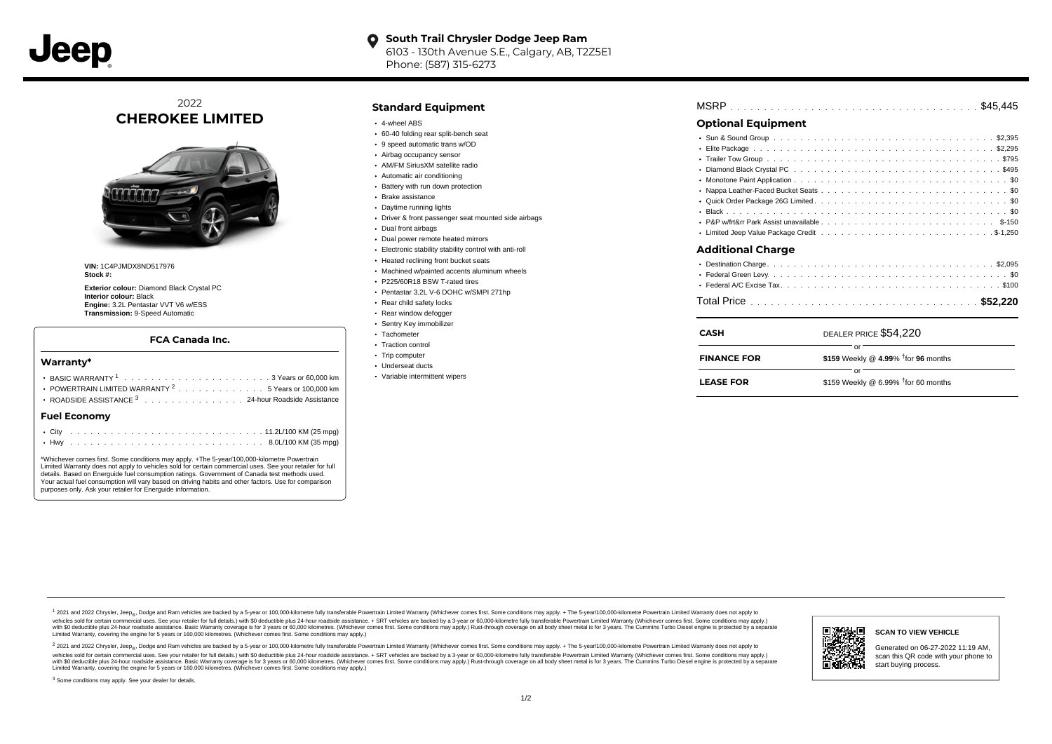Jeep

**South Trail Chrysler Dodge Jeep Ram**
6103 - 130th Avenue S.E., Calgary, AB, T2Z5E1
Phone: (587) 315-6273

# 2022 CHEROKEE LIMITED

**VIN:** 1C4PJMDX8ND517976
**Stock #:**

**Exterior colour:** Diamond Black Crystal PC
**Interior colour:** Black
**Engine:** 3.2L Pentastar VVT V6 w/ESS
**Transmission:** 9-Speed Automatic

### FCA Canada Inc.

#### Warranty*

- BASIC WARRANTY [1] . . . . . . 3 Years or 60,000 km
- POWERTRAIN LIMITED WARRANTY [2] . . . . . . 5 Years or 100,000 km
- ROADSIDE ASSISTANCE [3] . . . . . . 24-hour Roadside Assistance

#### Fuel Economy

- City . . . . . . 11.2L/100 KM (25 mpg)
- Hwy . . . . . . 8.0L/100 KM (35 mpg)

*Whichever comes first. Some conditions may apply. +The 5-year/100,000-kilometre Powertrain Limited Warranty does not apply to vehicles sold for certain commercial uses. See your retailer for full details. Based on Energuide fuel consumption ratings. Government of Canada test methods used. Your actual fuel consumption will vary based on driving habits and other factors. Use for comparison purposes only. Ask your retailer for Energuide information.

## Standard Equipment

- 4-wheel ABS
- 60-40 folding rear split-bench seat
- 9 speed automatic trans w/OD
- Airbag occupancy sensor
- AM/FM SiriusXM satellite radio
- Automatic air conditioning
- Battery with run down protection
- Brake assistance
- Daytime running lights
- Driver & front passenger seat mounted side airbags
- Dual front airbags
- Dual power remote heated mirrors
- Electronic stability stability control with anti-roll
- Heated reclining front bucket seats
- Machined w/painted accents aluminum wheels
- P225/60R18 BSW T-rated tires
- Pentastar 3.2L V-6 DOHC w/SMPI 271hp
- Rear child safety locks
- Rear window defogger
- Sentry Key immobilizer
- Tachometer
- Traction control
- Trip computer
- Underseat ducts
- Variable intermittent wipers

MSRP . . . . . . $45,445

## Optional Equipment

- Sun & Sound Group . . . . . . $2,395
- Elite Package . . . . . . $2,295
- Trailer Tow Group . . . . . . $795
- Diamond Black Crystal PC . . . . . . $495
- Monotone Paint Application . . . . . . $0
- Nappa Leather-Faced Bucket Seats . . . . . . $0
- Quick Order Package 26G Limited . . . . . . $0
- Black . . . . . . $0
- P&P w/frt&rr Park Assist unavailable . . . . . . $-150
- Limited Jeep Value Package Credit . . . . . . $-1,250

## Additional Charge

- Destination Charge . . . . . . $2,095
- Federal Green Levy . . . . . . $0
- Federal A/C Excise Tax . . . . . . $100

Total Price . . . . . . **$52,220**

| | |
|---|---|
| **CASH** | DEALER PRICE $54,220 |
| | or |
| **FINANCE FOR** | **$159** Weekly @ **4.99**% †for **96** months |
| | or |
| **LEASE FOR** | $159 Weekly @ 6.99% †for 60 months |

[1] 2021 and 2022 Chrysler, Jeep®, Dodge and Ram vehicles are backed by a 5-year or 100,000-kilometre fully transferable Powertrain Limited Warranty (Whichever comes first. Some conditions may apply. + The 5-year/100,000-kilometre Powertrain Limited Warranty does not apply to vehicles sold for certain commercial uses. See your retailer for full details.) with $0 deductible plus 24-hour roadside assistance. + SRT vehicles are backed by a 3-year or 60,000-kilometre fully transferable Powertrain Limited Warranty (Whichever comes first. Some conditions may apply.) with $0 deductible plus 24-hour roadside assistance. Basic Warranty coverage is for 3 years or 60,000 kilometres. (Whichever comes first. Some conditions may apply.) Rust-through coverage on all body sheet metal is for 3 years. The Cummins Turbo Diesel engine is protected by a separate Limited Warranty, covering the engine for 5 years or 160,000 kilometres. (Whichever comes first. Some conditions may apply.)

[2] 2021 and 2022 Chrysler, Jeep®, Dodge and Ram vehicles are backed by a 5-year or 100,000-kilometre fully transferable Powertrain Limited Warranty (Whichever comes first. Some conditions may apply. + The 5-year/100,000-kilometre Powertrain Limited Warranty does not apply to vehicles sold for certain commercial uses. See your retailer for full details.) with $0 deductible plus 24-hour roadside assistance. + SRT vehicles are backed by a 3-year or 60,000-kilometre fully transferable Powertrain Limited Warranty (Whichever comes first. Some conditions may apply.) with $0 deductible plus 24-hour roadside assistance. Basic Warranty coverage is for 3 years or 60,000 kilometres. (Whichever comes first. Some conditions may apply.) Rust-through coverage on all body sheet metal is for 3 years. The Cummins Turbo Diesel engine is protected by a separate Limited Warranty, covering the engine for 5 years or 160,000 kilometres. (Whichever comes first. Some conditions may apply.)

[3] Some conditions may apply. See your dealer for details.

**SCAN TO VIEW VEHICLE**

Generated on 06-27-2022 11:19 AM, scan this QR code with your phone to start buying process.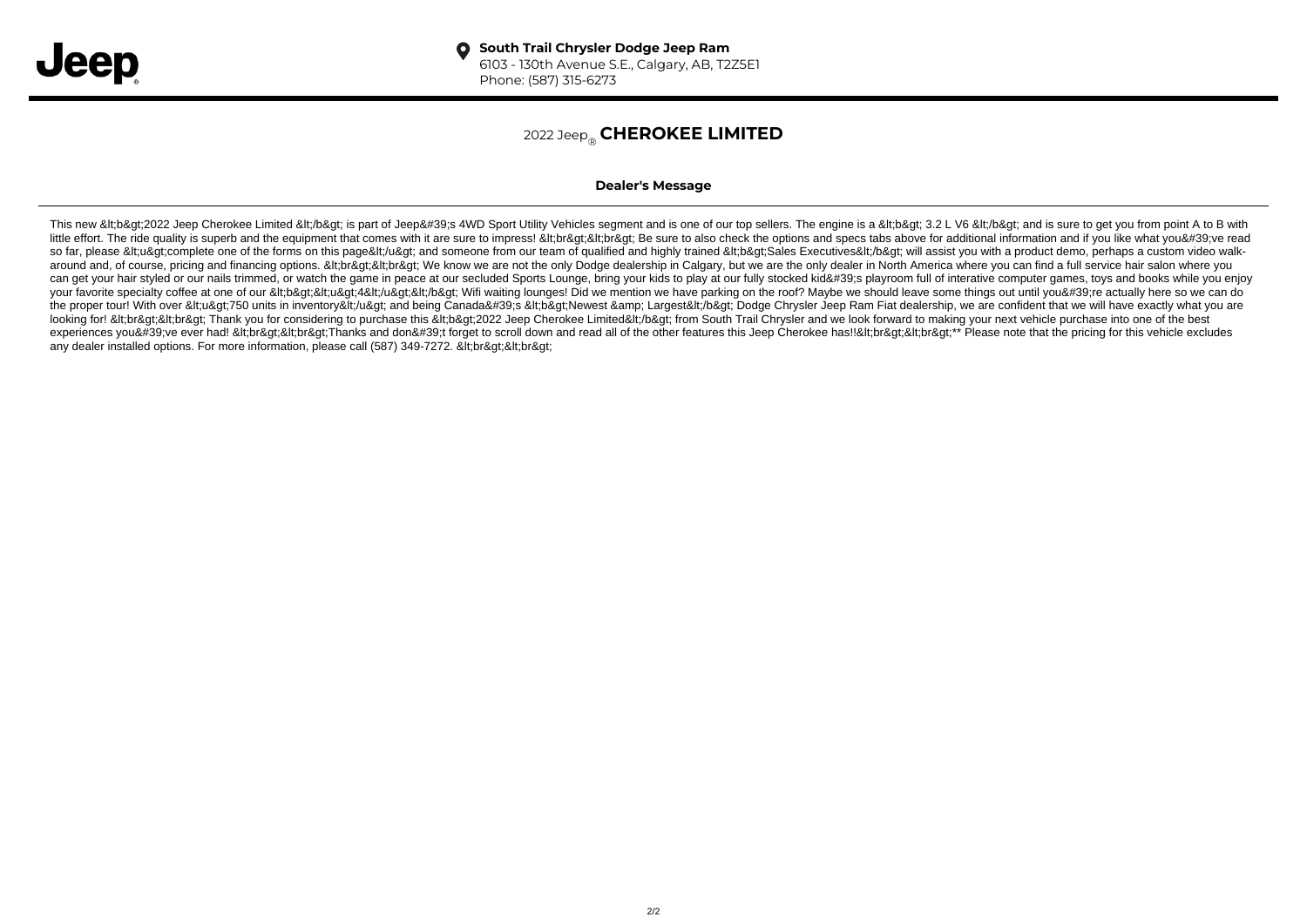**South Trail Chrysler Dodge Jeep Ram**
6103 - 130th Avenue S.E., Calgary, AB, T2Z5E1
Phone: (587) 315-6273

# 2022 Jeep® **CHEROKEE LIMITED**

### Dealer's Message

This new &lt;b&gt;2022 Jeep Cherokee Limited &lt;/b&gt; is part of Jeep&#39;s 4WD Sport Utility Vehicles segment and is one of our top sellers. The engine is a &lt;b&gt; 3.2 L V6 &lt;/b&gt; and is sure to get you from point A to B with little effort. The ride quality is superb and the equipment that comes with it are sure to impress! &lt;br&gt;&lt;br&gt; Be sure to also check the options and specs tabs above for additional information and if you like what you&#39;ve read so far, please &lt;u&gt;complete one of the forms on this page&lt;/u&gt; and someone from our team of qualified and highly trained &lt;b&gt;Sales Executives&lt;/b&gt; will assist you with a product demo, perhaps a custom video walk-around and, of course, pricing and financing options. &lt;br&gt;&lt;br&gt; We know we are not the only Dodge dealership in Calgary, but we are the only dealer in North America where you can find a full service hair salon where you can get your hair styled or our nails trimmed, or watch the game in peace at our secluded Sports Lounge, bring your kids to play at our fully stocked kid&#39;s playroom full of interative computer games, toys and books while you enjoy your favorite specialty coffee at one of our &lt;b&gt;&lt;u&gt;4&lt;/u&gt;&lt;/b&gt; Wifi waiting lounges! Did we mention we have parking on the roof? Maybe we should leave some things out until you&#39;re actually here so we can do the proper tour! With over &lt;u&gt;750 units in inventory&lt;/u&gt; and being Canada&#39;s &lt;b&gt;Newest &amp; Largest&lt;/b&gt; Dodge Chrysler Jeep Ram Fiat dealership, we are confident that we will have exactly what you are looking for! &lt;br&gt;&lt;br&gt; Thank you for considering to purchase this &lt;b&gt;2022 Jeep Cherokee Limited&lt;/b&gt; from South Trail Chrysler and we look forward to making your next vehicle purchase into one of the best experiences you&#39;ve ever had! &lt;br&gt;&lt;br&gt;Thanks and don&#39;t forget to scroll down and read all of the other features this Jeep Cherokee has!!&lt;br&gt;&lt;br&gt;** Please note that the pricing for this vehicle excludes any dealer installed options. For more information, please call (587) 349-7272. &lt;br&gt;&lt;br&gt;